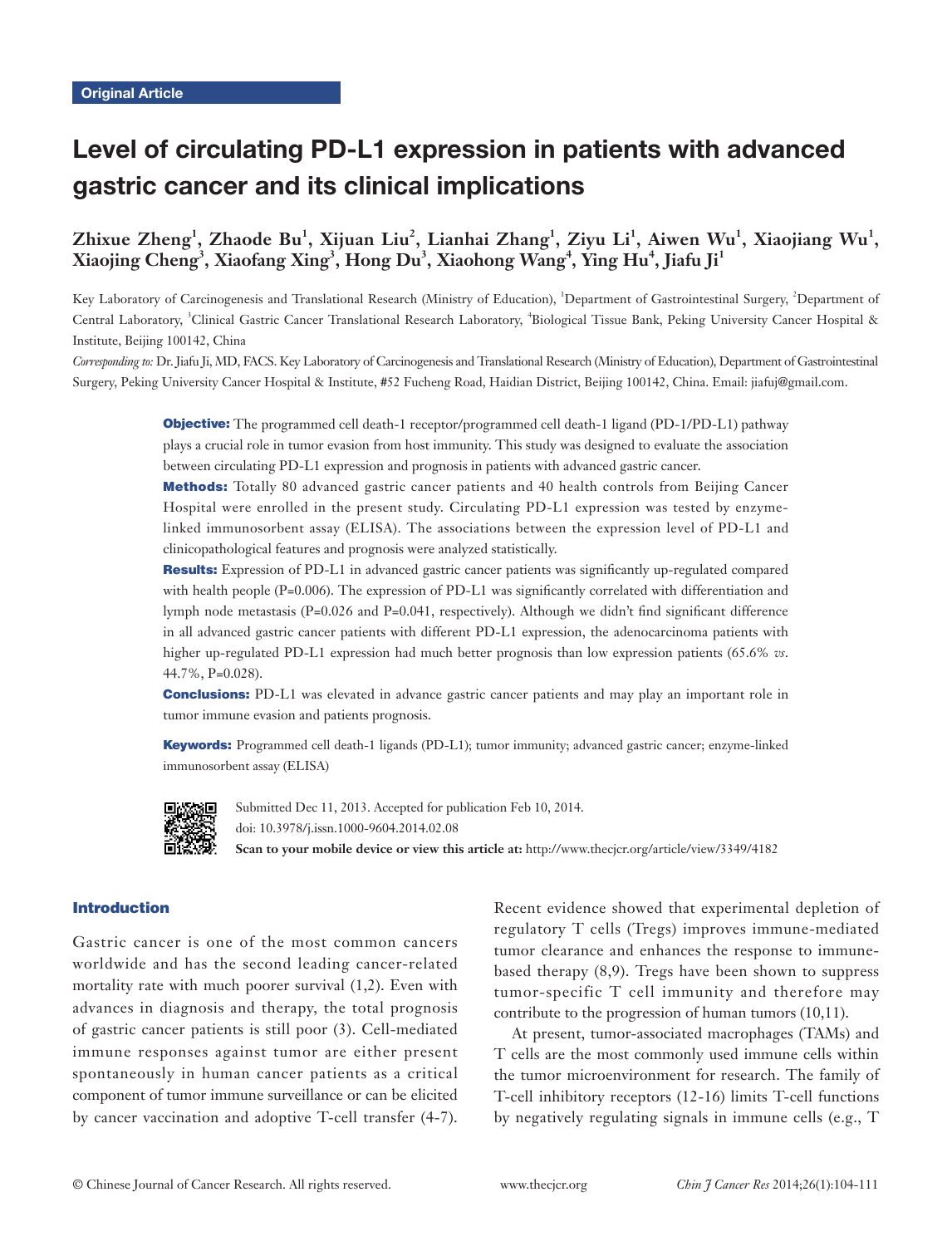Original Article

# Level of circulating PD-L1 expression in patients with advanced gastric cancer and its clinical implications

**Zhixue Zheng[1], Zhaode Bu[1], Xijuan Liu[2], Lianhai Zhang[1], Ziyu Li[1], Aiwen Wu[1], Xiaojiang Wu[1], Xiaojing Cheng[3], Xiaofang Xing[3], Hong Du[3], Xiaohong Wang[4], Ying Hu[4], Jiafu Ji[1]**

Key Laboratory of Carcinogenesis and Translational Research (Ministry of Education), [1]Department of Gastrointestinal Surgery, [2]Department of Central Laboratory, [3]Clinical Gastric Cancer Translational Research Laboratory, [4]Biological Tissue Bank, Peking University Cancer Hospital & Institute, Beijing 100142, China

*Corresponding to:* Dr. Jiafu Ji, MD, FACS. Key Laboratory of Carcinogenesis and Translational Research (Ministry of Education), Department of Gastrointestinal Surgery, Peking University Cancer Hospital & Institute, #52 Fucheng Road, Haidian District, Beijing 100142, China. Email: jiafuj@gmail.com.

**Objective:** The programmed cell death-1 receptor/programmed cell death-1 ligand (PD-1/PD-L1) pathway plays a crucial role in tumor evasion from host immunity. This study was designed to evaluate the association between circulating PD-L1 expression and prognosis in patients with advanced gastric cancer.

**Methods:** Totally 80 advanced gastric cancer patients and 40 health controls from Beijing Cancer Hospital were enrolled in the present study. Circulating PD-L1 expression was tested by enzyme-linked immunosorbent assay (ELISA). The associations between the expression level of PD-L1 and clinicopathological features and prognosis were analyzed statistically.

**Results:** Expression of PD-L1 in advanced gastric cancer patients was significantly up-regulated compared with health people (P=0.006). The expression of PD-L1 was significantly correlated with differentiation and lymph node metastasis (P=0.026 and P=0.041, respectively). Although we didn't find significant difference in all advanced gastric cancer patients with different PD-L1 expression, the adenocarcinoma patients with higher up-regulated PD-L1 expression had much better prognosis than low expression patients (65.6% *vs.* 44.7%, P=0.028).

**Conclusions:** PD-L1 was elevated in advance gastric cancer patients and may play an important role in tumor immune evasion and patients prognosis.

**Keywords:** Programmed cell death-1 ligands (PD-L1); tumor immunity; advanced gastric cancer; enzyme-linked immunosorbent assay (ELISA)

Submitted Dec 11, 2013. Accepted for publication Feb 10, 2014.
doi: 10.3978/j.issn.1000-9604.2014.02.08
**Scan to your mobile device or view this article at:** http://www.thecjcr.org/article/view/3349/4182

## Introduction

Gastric cancer is one of the most common cancers worldwide and has the second leading cancer-related mortality rate with much poorer survival (1,2). Even with advances in diagnosis and therapy, the total prognosis of gastric cancer patients is still poor (3). Cell-mediated immune responses against tumor are either present spontaneously in human cancer patients as a critical component of tumor immune surveillance or can be elicited by cancer vaccination and adoptive T-cell transfer (4-7). Recent evidence showed that experimental depletion of regulatory T cells (Tregs) improves immune-mediated tumor clearance and enhances the response to immune-based therapy (8,9). Tregs have been shown to suppress tumor-specific T cell immunity and therefore may contribute to the progression of human tumors (10,11).

At present, tumor-associated macrophages (TAMs) and T cells are the most commonly used immune cells within the tumor microenvironment for research. The family of T-cell inhibitory receptors (12-16) limits T-cell functions by negatively regulating signals in immune cells (e.g., T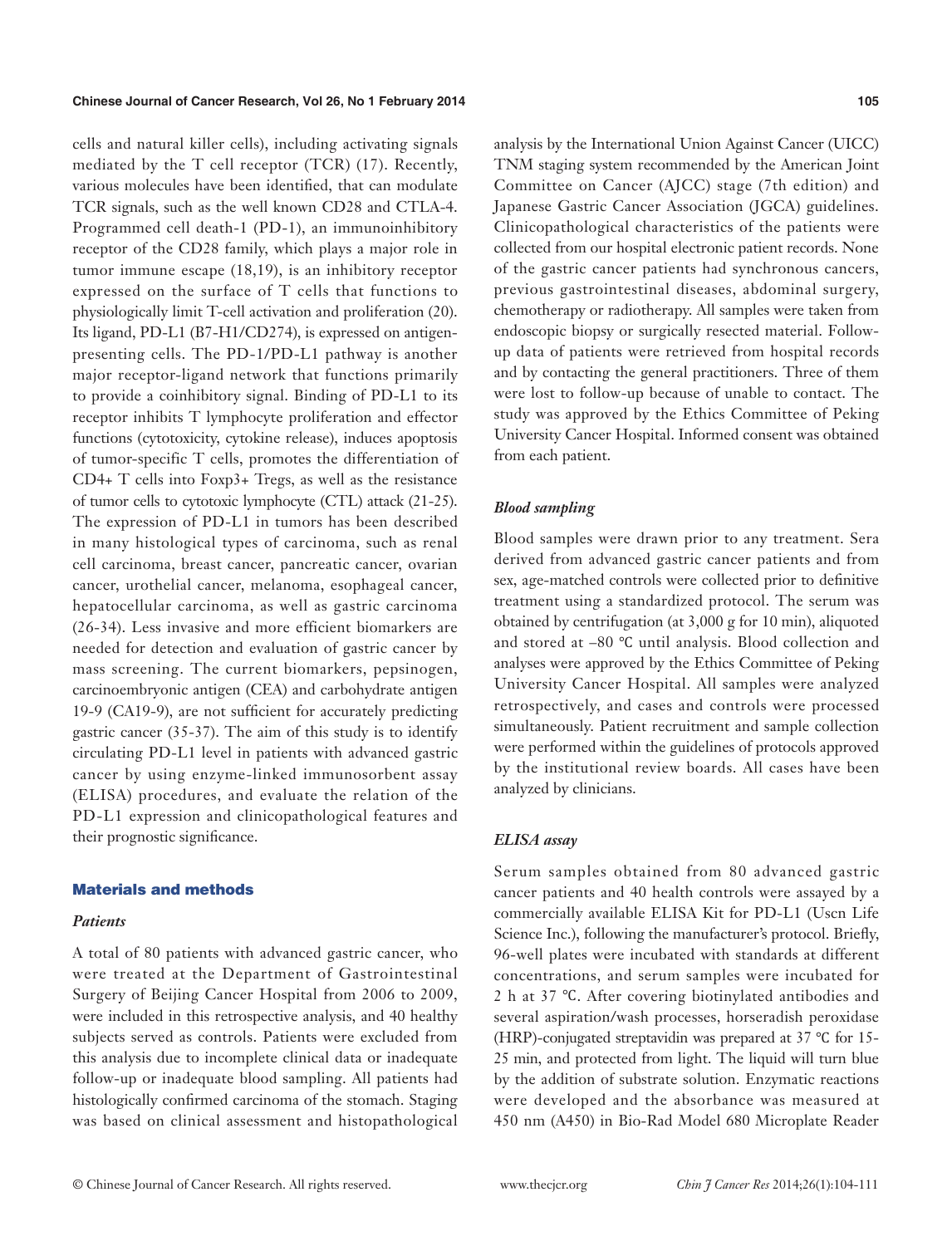cells and natural killer cells), including activating signals mediated by the T cell receptor (TCR) (17). Recently, various molecules have been identified, that can modulate TCR signals, such as the well known CD28 and CTLA-4. Programmed cell death-1 (PD-1), an immunoinhibitory receptor of the CD28 family, which plays a major role in tumor immune escape (18,19), is an inhibitory receptor expressed on the surface of T cells that functions to physiologically limit T-cell activation and proliferation (20). Its ligand, PD-L1 (B7-H1/CD274), is expressed on antigen-presenting cells. The PD-1/PD-L1 pathway is another major receptor-ligand network that functions primarily to provide a coinhibitory signal. Binding of PD-L1 to its receptor inhibits T lymphocyte proliferation and effector functions (cytotoxicity, cytokine release), induces apoptosis of tumor-specific T cells, promotes the differentiation of CD4+ T cells into Foxp3+ Tregs, as well as the resistance of tumor cells to cytotoxic lymphocyte (CTL) attack (21-25). The expression of PD-L1 in tumors has been described in many histological types of carcinoma, such as renal cell carcinoma, breast cancer, pancreatic cancer, ovarian cancer, urothelial cancer, melanoma, esophageal cancer, hepatocellular carcinoma, as well as gastric carcinoma (26-34). Less invasive and more efficient biomarkers are needed for detection and evaluation of gastric cancer by mass screening. The current biomarkers, pepsinogen, carcinoembryonic antigen (CEA) and carbohydrate antigen 19-9 (CA19-9), are not sufficient for accurately predicting gastric cancer (35-37). The aim of this study is to identify circulating PD-L1 level in patients with advanced gastric cancer by using enzyme-linked immunosorbent assay (ELISA) procedures, and evaluate the relation of the PD-L1 expression and clinicopathological features and their prognostic significance.

## Materials and methods

### *Patients*

A total of 80 patients with advanced gastric cancer, who were treated at the Department of Gastrointestinal Surgery of Beijing Cancer Hospital from 2006 to 2009, were included in this retrospective analysis, and 40 healthy subjects served as controls. Patients were excluded from this analysis due to incomplete clinical data or inadequate follow-up or inadequate blood sampling. All patients had histologically confirmed carcinoma of the stomach. Staging was based on clinical assessment and histopathological analysis by the International Union Against Cancer (UICC) TNM staging system recommended by the American Joint Committee on Cancer (AJCC) stage (7th edition) and Japanese Gastric Cancer Association (JGCA) guidelines. Clinicopathological characteristics of the patients were collected from our hospital electronic patient records. None of the gastric cancer patients had synchronous cancers, previous gastrointestinal diseases, abdominal surgery, chemotherapy or radiotherapy. All samples were taken from endoscopic biopsy or surgically resected material. Follow-up data of patients were retrieved from hospital records and by contacting the general practitioners. Three of them were lost to follow-up because of unable to contact. The study was approved by the Ethics Committee of Peking University Cancer Hospital. Informed consent was obtained from each patient.

### *Blood sampling*

Blood samples were drawn prior to any treatment. Sera derived from advanced gastric cancer patients and from sex, age-matched controls were collected prior to definitive treatment using a standardized protocol. The serum was obtained by centrifugation (at 3,000 g for 10 min), aliquoted and stored at –80 ℃ until analysis. Blood collection and analyses were approved by the Ethics Committee of Peking University Cancer Hospital. All samples were analyzed retrospectively, and cases and controls were processed simultaneously. Patient recruitment and sample collection were performed within the guidelines of protocols approved by the institutional review boards. All cases have been analyzed by clinicians.

### *ELISA assay*

Serum samples obtained from 80 advanced gastric cancer patients and 40 health controls were assayed by a commercially available ELISA Kit for PD-L1 (Uscn Life Science Inc.), following the manufacturer's protocol. Briefly, 96-well plates were incubated with standards at different concentrations, and serum samples were incubated for 2 h at 37 ℃. After covering biotinylated antibodies and several aspiration/wash processes, horseradish peroxidase (HRP)-conjugated streptavidin was prepared at 37 ℃ for 15-25 min, and protected from light. The liquid will turn blue by the addition of substrate solution. Enzymatic reactions were developed and the absorbance was measured at 450 nm (A450) in Bio-Rad Model 680 Microplate Reader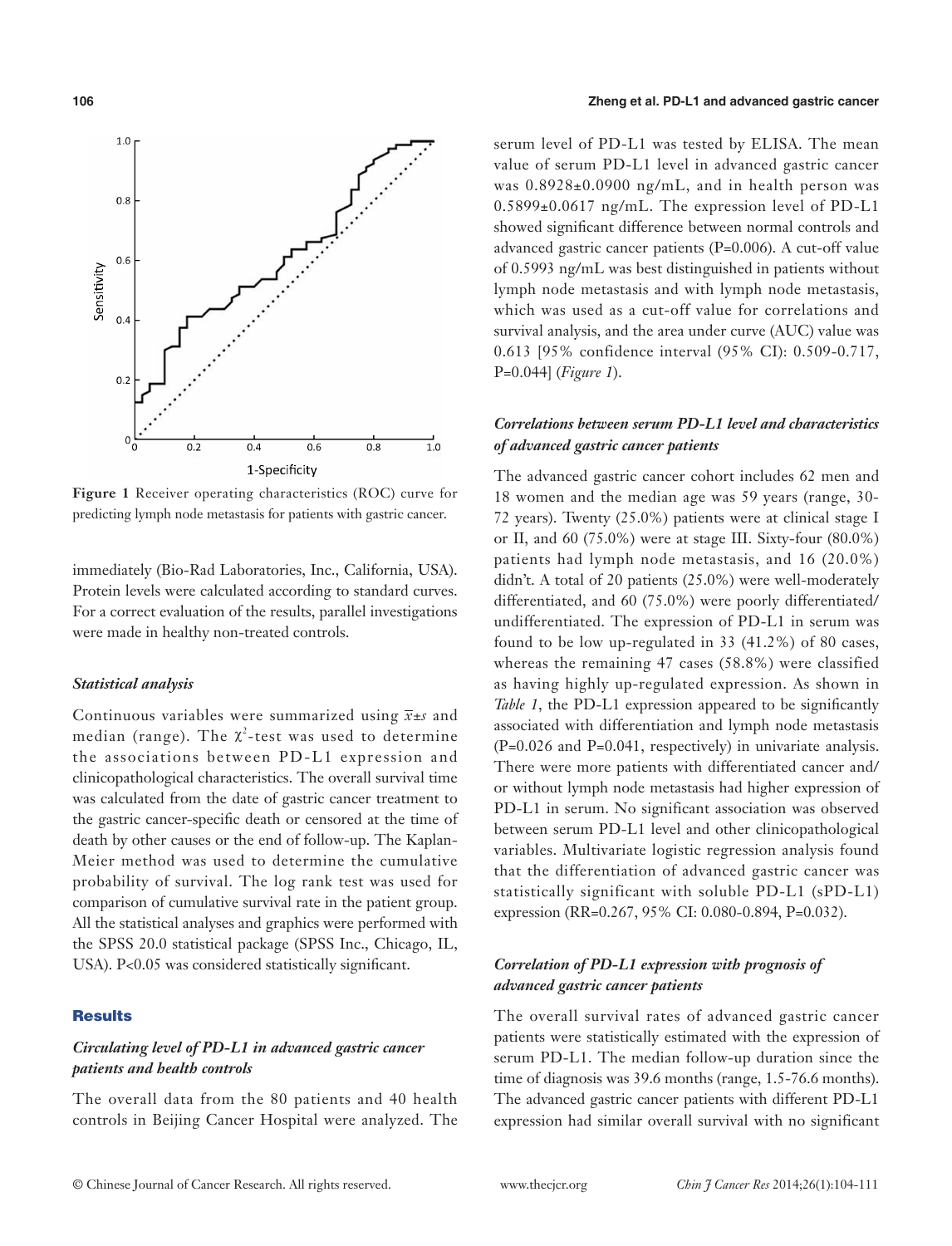Figure 1 Receiver operating characteristics (ROC) curve for predicting lymph node metastasis for patients with gastric cancer.

immediately (Bio-Rad Laboratories, Inc., California, USA). Protein levels were calculated according to standard curves. For a correct evaluation of the results, parallel investigations were made in healthy non-treated controls.

### *Statistical analysis*

Continuous variables were summarized using $\bar{x}\pm s$ and median (range). The $\chi^2$-test was used to determine the associations between PD-L1 expression and clinicopathological characteristics. The overall survival time was calculated from the date of gastric cancer treatment to the gastric cancer-specific death or censored at the time of death by other causes or the end of follow-up. The Kaplan-Meier method was used to determine the cumulative probability of survival. The log rank test was used for comparison of cumulative survival rate in the patient group. All the statistical analyses and graphics were performed with the SPSS 20.0 statistical package (SPSS Inc., Chicago, IL, USA). $P<0.05$ was considered statistically significant.

## Results

### *Circulating level of PD-L1 in advanced gastric cancer patients and health controls*

The overall data from the 80 patients and 40 health controls in Beijing Cancer Hospital were analyzed. The serum level of PD-L1 was tested by ELISA. The mean value of serum PD-L1 level in advanced gastric cancer was 0.8928±0.0900 ng/mL, and in health person was 0.5899±0.0617 ng/mL. The expression level of PD-L1 showed significant difference between normal controls and advanced gastric cancer patients (P=0.006). A cut-off value of 0.5993 ng/mL was best distinguished in patients without lymph node metastasis and with lymph node metastasis, which was used as a cut-off value for correlations and survival analysis, and the area under curve (AUC) value was 0.613 [95% confidence interval (95% CI): 0.509-0.717, P=0.044] (*Figure 1*).

### *Correlations between serum PD-L1 level and characteristics of advanced gastric cancer patients*

The advanced gastric cancer cohort includes 62 men and 18 women and the median age was 59 years (range, 30-72 years). Twenty (25.0%) patients were at clinical stage I or II, and 60 (75.0%) were at stage III. Sixty-four (80.0%) patients had lymph node metastasis, and 16 (20.0%) didn't. A total of 20 patients (25.0%) were well-moderately differentiated, and 60 (75.0%) were poorly differentiated/undifferentiated. The expression of PD-L1 in serum was found to be low up-regulated in 33 (41.2%) of 80 cases, whereas the remaining 47 cases (58.8%) were classified as having highly up-regulated expression. As shown in *Table 1*, the PD-L1 expression appeared to be significantly associated with differentiation and lymph node metastasis (P=0.026 and P=0.041, respectively) in univariate analysis. There were more patients with differentiated cancer and/or without lymph node metastasis had higher expression of PD-L1 in serum. No significant association was observed between serum PD-L1 level and other clinicopathological variables. Multivariate logistic regression analysis found that the differentiation of advanced gastric cancer was statistically significant with soluble PD-L1 (sPD-L1) expression (RR=0.267, 95% CI: 0.080-0.894, P=0.032).

### *Correlation of PD-L1 expression with prognosis of advanced gastric cancer patients*

The overall survival rates of advanced gastric cancer patients were statistically estimated with the expression of serum PD-L1. The median follow-up duration since the time of diagnosis was 39.6 months (range, 1.5-76.6 months). The advanced gastric cancer patients with different PD-L1 expression had similar overall survival with no significant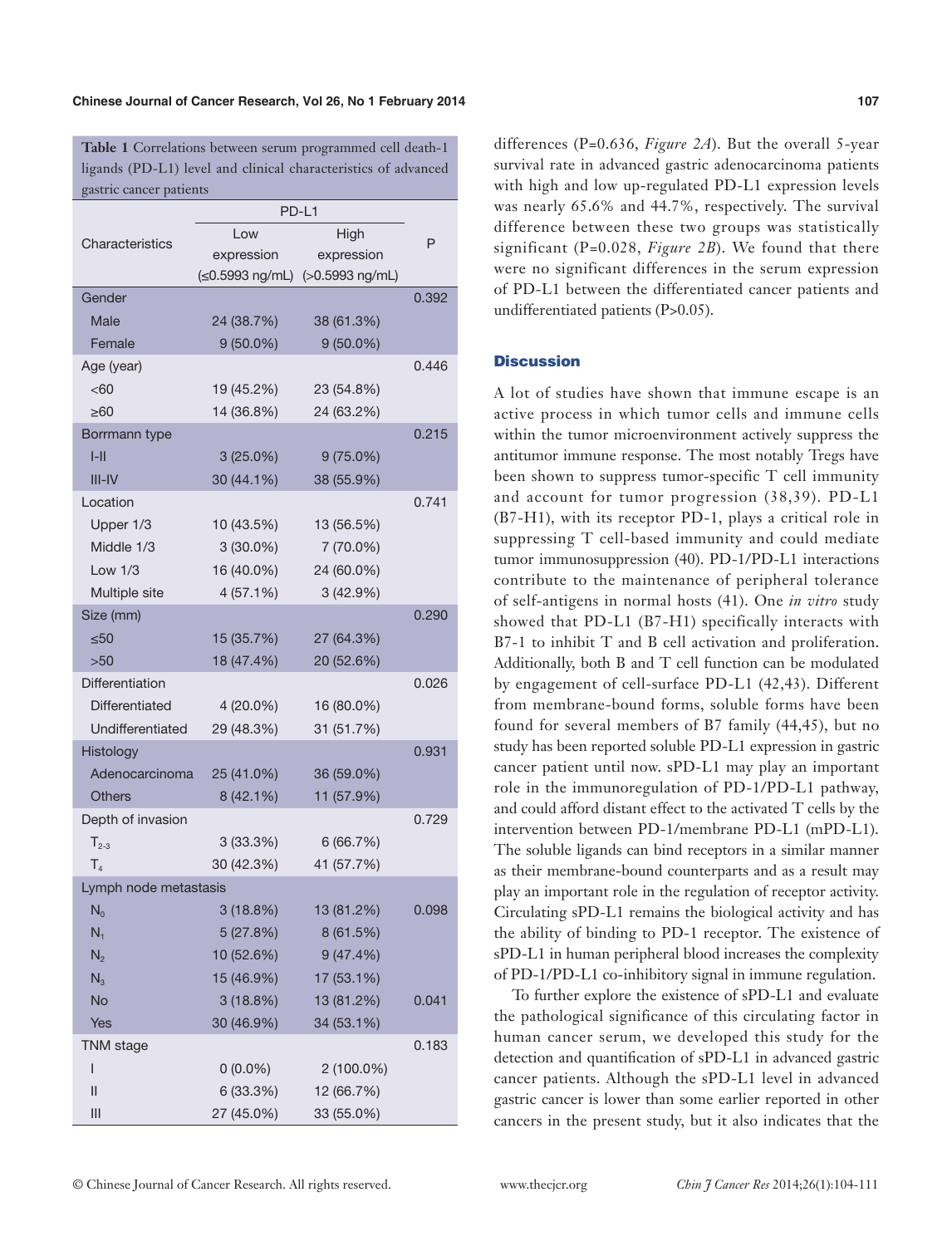**Table 1** Correlations between serum programmed cell death-1 ligands (PD-L1) level and clinical characteristics of advanced gastric cancer patients

| Characteristics | PD-L1 | | P |
|---|---|---|---|
| | Low expression (≤0.5993 ng/mL) | High expression (>0.5993 ng/mL) | |
| Gender | | | 0.392 |
| Male | 24 (38.7%) | 38 (61.3%) | |
| Female | 9 (50.0%) | 9 (50.0%) | |
| Age (year) | | | 0.446 |
| <60 | 19 (45.2%) | 23 (54.8%) | |
| ≥60 | 14 (36.8%) | 24 (63.2%) | |
| Borrmann type | | | 0.215 |
| I-II | 3 (25.0%) | 9 (75.0%) | |
| III-IV | 30 (44.1%) | 38 (55.9%) | |
| Location | | | 0.741 |
| Upper 1/3 | 10 (43.5%) | 13 (56.5%) | |
| Middle 1/3 | 3 (30.0%) | 7 (70.0%) | |
| Low 1/3 | 16 (40.0%) | 24 (60.0%) | |
| Multiple site | 4 (57.1%) | 3 (42.9%) | |
| Size (mm) | | | 0.290 |
| ≤50 | 15 (35.7%) | 27 (64.3%) | |
| >50 | 18 (47.4%) | 20 (52.6%) | |
| Differentiation | | | 0.026 |
| Differentiated | 4 (20.0%) | 16 (80.0%) | |
| Undifferentiated | 29 (48.3%) | 31 (51.7%) | |
| Histology | | | 0.931 |
| Adenocarcinoma | 25 (41.0%) | 36 (59.0%) | |
| Others | 8 (42.1%) | 11 (57.9%) | |
| Depth of invasion | | | 0.729 |
| $T_{2-3}$ | 3 (33.3%) | 6 (66.7%) | |
| $T_4$ | 30 (42.3%) | 41 (57.7%) | |
| Lymph node metastasis | | | |
| $N_0$ | 3 (18.8%) | 13 (81.2%) | 0.098 |
| $N_1$ | 5 (27.8%) | 8 (61.5%) | |
| $N_2$ | 10 (52.6%) | 9 (47.4%) | |
| $N_3$ | 15 (46.9%) | 17 (53.1%) | |
| No | 3 (18.8%) | 13 (81.2%) | 0.041 |
| Yes | 30 (46.9%) | 34 (53.1%) | |
| TNM stage | | | 0.183 |
| I | 0 (0.0%) | 2 (100.0%) | |
| II | 6 (33.3%) | 12 (66.7%) | |
| III | 27 (45.0%) | 33 (55.0%) | |

differences (P=0.636, *Figure 2A*). But the overall 5-year survival rate in advanced gastric adenocarcinoma patients with high and low up-regulated PD-L1 expression levels was nearly 65.6% and 44.7%, respectively. The survival difference between these two groups was statistically significant (P=0.028, *Figure 2B*). We found that there were no significant differences in the serum expression of PD-L1 between the differentiated cancer patients and undifferentiated patients (P>0.05).

## Discussion

A lot of studies have shown that immune escape is an active process in which tumor cells and immune cells within the tumor microenvironment actively suppress the antitumor immune response. The most notably Tregs have been shown to suppress tumor-specific T cell immunity and account for tumor progression (38,39). PD-L1 (B7-H1), with its receptor PD-1, plays a critical role in suppressing T cell-based immunity and could mediate tumor immunosuppression (40). PD-1/PD-L1 interactions contribute to the maintenance of peripheral tolerance of self-antigens in normal hosts (41). One *in vitro* study showed that PD-L1 (B7-H1) specifically interacts with B7-1 to inhibit T and B cell activation and proliferation. Additionally, both B and T cell function can be modulated by engagement of cell-surface PD-L1 (42,43). Different from membrane-bound forms, soluble forms have been found for several members of B7 family (44,45), but no study has been reported soluble PD-L1 expression in gastric cancer patient until now. sPD-L1 may play an important role in the immunoregulation of PD-1/PD-L1 pathway, and could afford distant effect to the activated T cells by the intervention between PD-1/membrane PD-L1 (mPD-L1). The soluble ligands can bind receptors in a similar manner as their membrane-bound counterparts and as a result may play an important role in the regulation of receptor activity. Circulating sPD-L1 remains the biological activity and has the ability of binding to PD-1 receptor. The existence of sPD-L1 in human peripheral blood increases the complexity of PD-1/PD-L1 co-inhibitory signal in immune regulation.

To further explore the existence of sPD-L1 and evaluate the pathological significance of this circulating factor in human cancer serum, we developed this study for the detection and quantification of sPD-L1 in advanced gastric cancer patients. Although the sPD-L1 level in advanced gastric cancer is lower than some earlier reported in other cancers in the present study, but it also indicates that the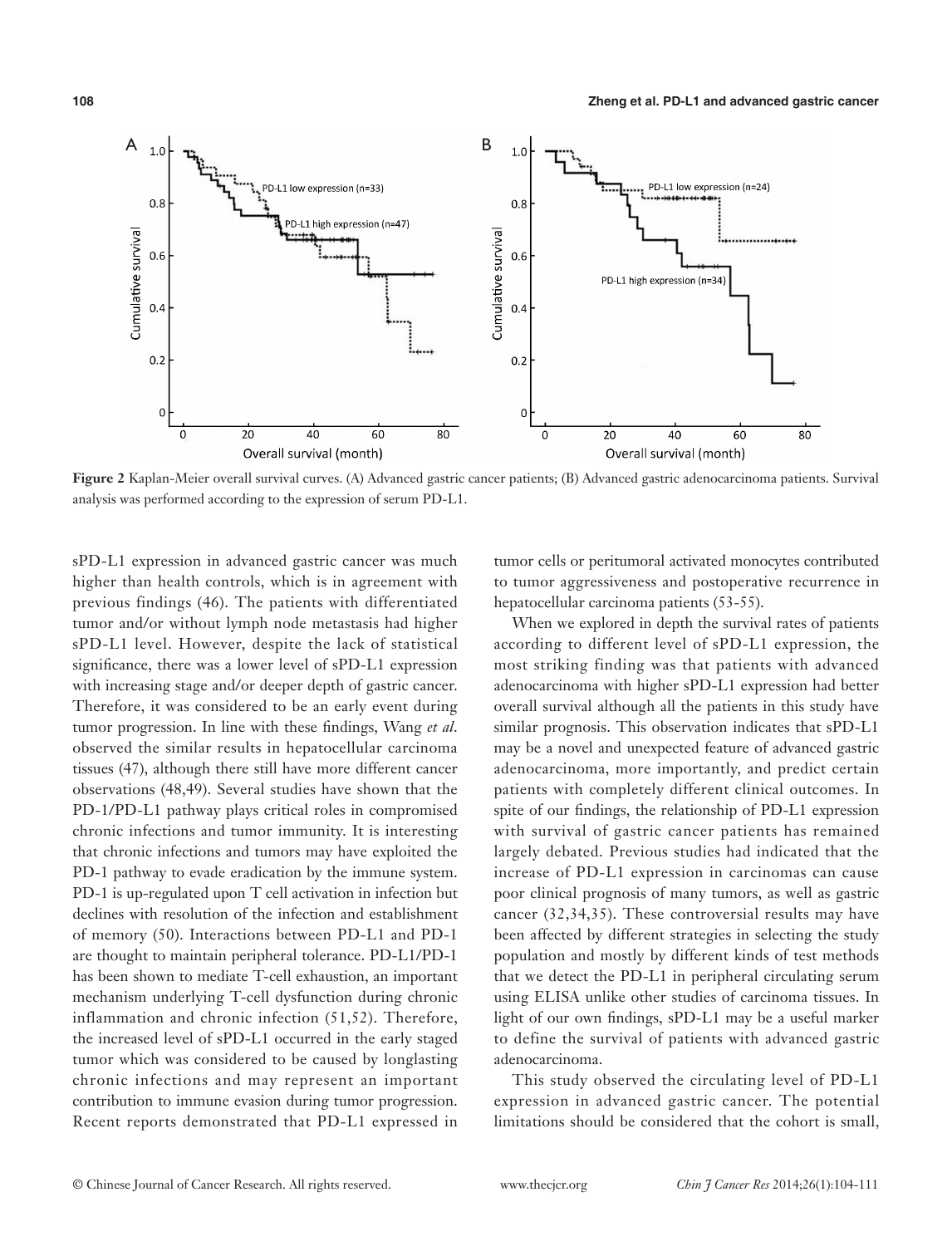**Figure 2** Kaplan-Meier overall survival curves. (A) Advanced gastric cancer patients; (B) Advanced gastric adenocarcinoma patients. Survival analysis was performed according to the expression of serum PD-L1.

sPD-L1 expression in advanced gastric cancer was much higher than health controls, which is in agreement with previous findings (46). The patients with differentiated tumor and/or without lymph node metastasis had higher sPD-L1 level. However, despite the lack of statistical significance, there was a lower level of sPD-L1 expression with increasing stage and/or deeper depth of gastric cancer. Therefore, it was considered to be an early event during tumor progression. In line with these findings, Wang *et al*. observed the similar results in hepatocellular carcinoma tissues (47), although there still have more different cancer observations (48,49). Several studies have shown that the PD-1/PD-L1 pathway plays critical roles in compromised chronic infections and tumor immunity. It is interesting that chronic infections and tumors may have exploited the PD-1 pathway to evade eradication by the immune system. PD-1 is up-regulated upon T cell activation in infection but declines with resolution of the infection and establishment of memory (50). Interactions between PD-L1 and PD-1 are thought to maintain peripheral tolerance. PD-L1/PD-1 has been shown to mediate T-cell exhaustion, an important mechanism underlying T-cell dysfunction during chronic inflammation and chronic infection (51,52). Therefore, the increased level of sPD-L1 occurred in the early staged tumor which was considered to be caused by longlasting chronic infections and may represent an important contribution to immune evasion during tumor progression. Recent reports demonstrated that PD-L1 expressed in tumor cells or peritumoral activated monocytes contributed to tumor aggressiveness and postoperative recurrence in hepatocellular carcinoma patients (53-55).

When we explored in depth the survival rates of patients according to different level of sPD-L1 expression, the most striking finding was that patients with advanced adenocarcinoma with higher sPD-L1 expression had better overall survival although all the patients in this study have similar prognosis. This observation indicates that sPD-L1 may be a novel and unexpected feature of advanced gastric adenocarcinoma, more importantly, and predict certain patients with completely different clinical outcomes. In spite of our findings, the relationship of PD-L1 expression with survival of gastric cancer patients has remained largely debated. Previous studies had indicated that the increase of PD-L1 expression in carcinomas can cause poor clinical prognosis of many tumors, as well as gastric cancer (32,34,35). These controversial results may have been affected by different strategies in selecting the study population and mostly by different kinds of test methods that we detect the PD-L1 in peripheral circulating serum using ELISA unlike other studies of carcinoma tissues. In light of our own findings, sPD-L1 may be a useful marker to define the survival of patients with advanced gastric adenocarcinoma.

This study observed the circulating level of PD-L1 expression in advanced gastric cancer. The potential limitations should be considered that the cohort is small,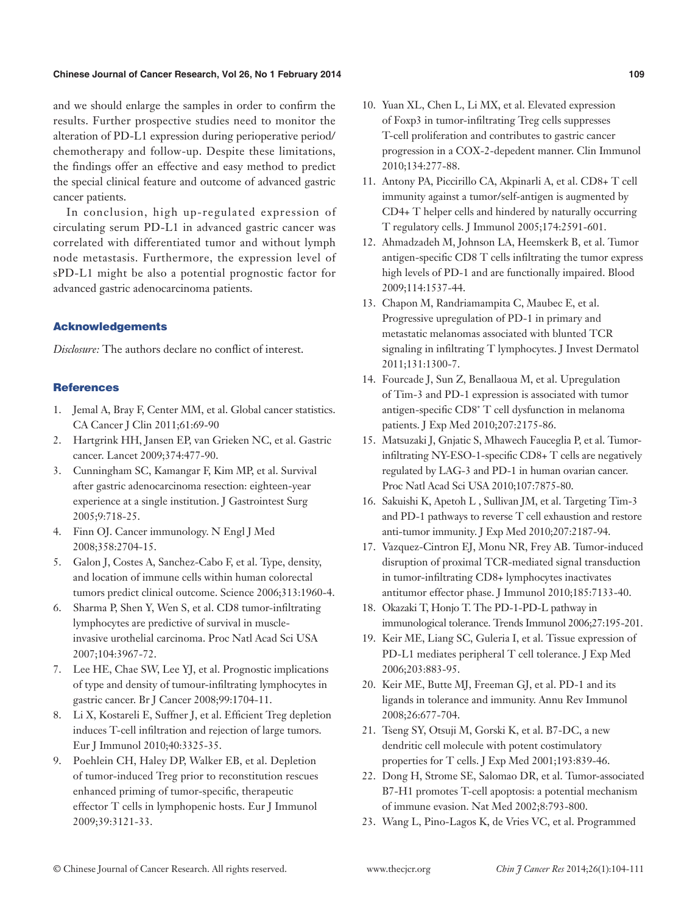and we should enlarge the samples in order to confirm the results. Further prospective studies need to monitor the alteration of PD-L1 expression during perioperative period/chemotherapy and follow-up. Despite these limitations, the findings offer an effective and easy method to predict the special clinical feature and outcome of advanced gastric cancer patients.

In conclusion, high up-regulated expression of circulating serum PD-L1 in advanced gastric cancer was correlated with differentiated tumor and without lymph node metastasis. Furthermore, the expression level of sPD-L1 might be also a potential prognostic factor for advanced gastric adenocarcinoma patients.

## Acknowledgements

*Disclosure:* The authors declare no conflict of interest.

## References

1. Jemal A, Bray F, Center MM, et al. Global cancer statistics. CA Cancer J Clin 2011;61:69-90
2. Hartgrink HH, Jansen EP, van Grieken NC, et al. Gastric cancer. Lancet 2009;374:477-90.
3. Cunningham SC, Kamangar F, Kim MP, et al. Survival after gastric adenocarcinoma resection: eighteen-year experience at a single institution. J Gastrointest Surg 2005;9:718-25.
4. Finn OJ. Cancer immunology. N Engl J Med 2008;358:2704-15.
5. Galon J, Costes A, Sanchez-Cabo F, et al. Type, density, and location of immune cells within human colorectal tumors predict clinical outcome. Science 2006;313:1960-4.
6. Sharma P, Shen Y, Wen S, et al. CD8 tumor-infiltrating lymphocytes are predictive of survival in muscle-invasive urothelial carcinoma. Proc Natl Acad Sci USA 2007;104:3967-72.
7. Lee HE, Chae SW, Lee YJ, et al. Prognostic implications of type and density of tumour-infiltrating lymphocytes in gastric cancer. Br J Cancer 2008;99:1704-11.
8. Li X, Kostareli E, Suffner J, et al. Efficient Treg depletion induces T-cell infiltration and rejection of large tumors. Eur J Immunol 2010;40:3325-35.
9. Poehlein CH, Haley DP, Walker EB, et al. Depletion of tumor-induced Treg prior to reconstitution rescues enhanced priming of tumor-specific, therapeutic effector T cells in lymphopenic hosts. Eur J Immunol 2009;39:3121-33.
10. Yuan XL, Chen L, Li MX, et al. Elevated expression of Foxp3 in tumor-infiltrating Treg cells suppresses T-cell proliferation and contributes to gastric cancer progression in a COX-2-depedent manner. Clin Immunol 2010;134:277-88.
11. Antony PA, Piccirillo CA, Akpinarli A, et al. CD8+ T cell immunity against a tumor/self-antigen is augmented by CD4+ T helper cells and hindered by naturally occurring T regulatory cells. J Immunol 2005;174:2591-601.
12. Ahmadzadeh M, Johnson LA, Heemskerk B, et al. Tumor antigen-specific CD8 T cells infiltrating the tumor express high levels of PD-1 and are functionally impaired. Blood 2009;114:1537-44.
13. Chapon M, Randriamampita C, Maubec E, et al. Progressive upregulation of PD-1 in primary and metastatic melanomas associated with blunted TCR signaling in infiltrating T lymphocytes. J Invest Dermatol 2011;131:1300-7.
14. Fourcade J, Sun Z, Benallaoua M, et al. Upregulation of Tim-3 and PD-1 expression is associated with tumor antigen-specific $CD8^+$ T cell dysfunction in melanoma patients. J Exp Med 2010;207:2175-86.
15. Matsuzaki J, Gnjatic S, Mhawech Fauceglia P, et al. Tumor-infiltrating NY-ESO-1-specific CD8+ T cells are negatively regulated by LAG-3 and PD-1 in human ovarian cancer. Proc Natl Acad Sci USA 2010;107:7875-80.
16. Sakuishi K, Apetoh L , Sullivan JM, et al. Targeting Tim-3 and PD-1 pathways to reverse T cell exhaustion and restore anti-tumor immunity. J Exp Med 2010;207:2187-94.
17. Vazquez-Cintron EJ, Monu NR, Frey AB. Tumor-induced disruption of proximal TCR-mediated signal transduction in tumor-infiltrating CD8+ lymphocytes inactivates antitumor effector phase. J Immunol 2010;185:7133-40.
18. Okazaki T, Honjo T. The PD-1-PD-L pathway in immunological tolerance. Trends Immunol 2006;27:195-201.
19. Keir ME, Liang SC, Guleria I, et al. Tissue expression of PD-L1 mediates peripheral T cell tolerance. J Exp Med 2006;203:883-95.
20. Keir ME, Butte MJ, Freeman GJ, et al. PD-1 and its ligands in tolerance and immunity. Annu Rev Immunol 2008;26:677-704.
21. Tseng SY, Otsuji M, Gorski K, et al. B7-DC, a new dendritic cell molecule with potent costimulatory properties for T cells. J Exp Med 2001;193:839-46.
22. Dong H, Strome SE, Salomao DR, et al. Tumor-associated B7-H1 promotes T-cell apoptosis: a potential mechanism of immune evasion. Nat Med 2002;8:793-800.
23. Wang L, Pino-Lagos K, de Vries VC, et al. Programmed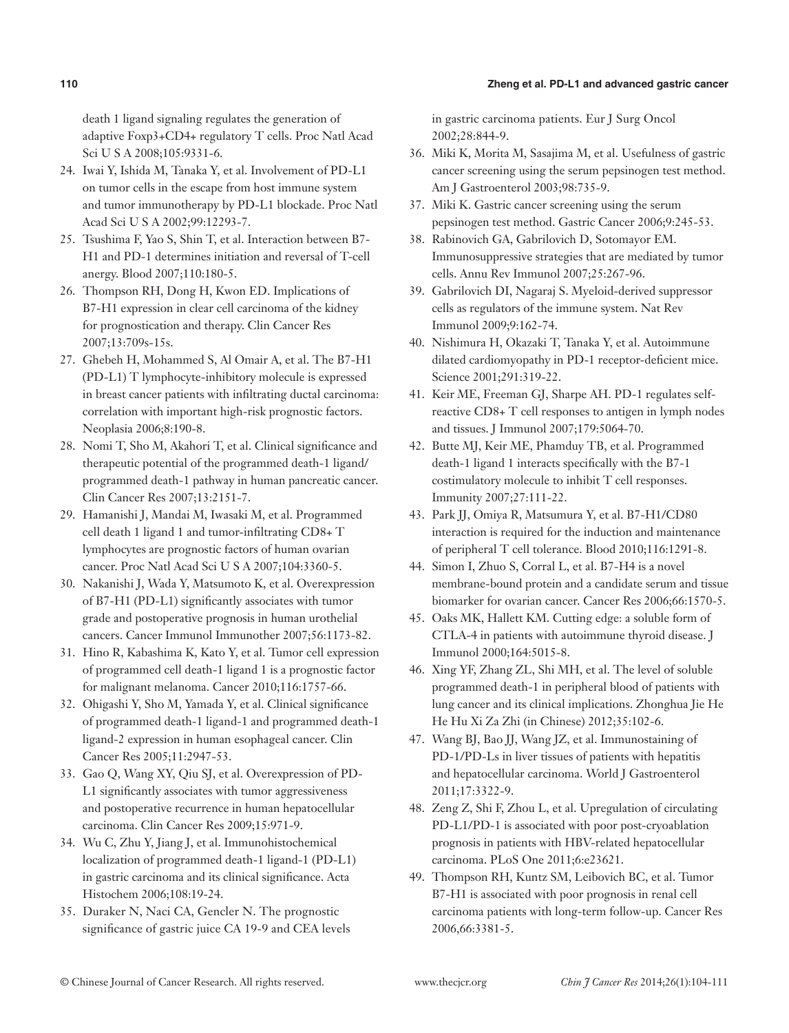death 1 ligand signaling regulates the generation of adaptive Foxp3+CD4+ regulatory T cells. Proc Natl Acad Sci U S A 2008;105:9331-6.

24. Iwai Y, Ishida M, Tanaka Y, et al. Involvement of PD-L1 on tumor cells in the escape from host immune system and tumor immunotherapy by PD-L1 blockade. Proc Natl Acad Sci U S A 2002;99:12293-7.
25. Tsushima F, Yao S, Shin T, et al. Interaction between B7-H1 and PD-1 determines initiation and reversal of T-cell anergy. Blood 2007;110:180-5.
26. Thompson RH, Dong H, Kwon ED. Implications of B7-H1 expression in clear cell carcinoma of the kidney for prognostication and therapy. Clin Cancer Res 2007;13:709s-15s.
27. Ghebeh H, Mohammed S, Al Omair A, et al. The B7-H1 (PD-L1) T lymphocyte-inhibitory molecule is expressed in breast cancer patients with infiltrating ductal carcinoma: correlation with important high-risk prognostic factors. Neoplasia 2006;8:190-8.
28. Nomi T, Sho M, Akahori T, et al. Clinical significance and therapeutic potential of the programmed death-1 ligand/programmed death-1 pathway in human pancreatic cancer. Clin Cancer Res 2007;13:2151-7.
29. Hamanishi J, Mandai M, Iwasaki M, et al. Programmed cell death 1 ligand 1 and tumor-infiltrating CD8+ T lymphocytes are prognostic factors of human ovarian cancer. Proc Natl Acad Sci U S A 2007;104:3360-5.
30. Nakanishi J, Wada Y, Matsumoto K, et al. Overexpression of B7-H1 (PD-L1) significantly associates with tumor grade and postoperative prognosis in human urothelial cancers. Cancer Immunol Immunother 2007;56:1173-82.
31. Hino R, Kabashima K, Kato Y, et al. Tumor cell expression of programmed cell death-1 ligand 1 is a prognostic factor for malignant melanoma. Cancer 2010;116:1757-66.
32. Ohigashi Y, Sho M, Yamada Y, et al. Clinical significance of programmed death-1 ligand-1 and programmed death-1 ligand-2 expression in human esophageal cancer. Clin Cancer Res 2005;11:2947-53.
33. Gao Q, Wang XY, Qiu SJ, et al. Overexpression of PD-L1 significantly associates with tumor aggressiveness and postoperative recurrence in human hepatocellular carcinoma. Clin Cancer Res 2009;15:971-9.
34. Wu C, Zhu Y, Jiang J, et al. Immunohistochemical localization of programmed death-1 ligand-1 (PD-L1) in gastric carcinoma and its clinical significance. Acta Histochem 2006;108:19-24.
35. Duraker N, Naci CA, Gencler N. The prognostic significance of gastric juice CA 19-9 and CEA levels in gastric carcinoma patients. Eur J Surg Oncol 2002;28:844-9.
36. Miki K, Morita M, Sasajima M, et al. Usefulness of gastric cancer screening using the serum pepsinogen test method. Am J Gastroenterol 2003;98:735-9.
37. Miki K. Gastric cancer screening using the serum pepsinogen test method. Gastric Cancer 2006;9:245-53.
38. Rabinovich GA, Gabrilovich D, Sotomayor EM. Immunosuppressive strategies that are mediated by tumor cells. Annu Rev Immunol 2007;25:267-96.
39. Gabrilovich DI, Nagaraj S. Myeloid-derived suppressor cells as regulators of the immune system. Nat Rev Immunol 2009;9:162-74.
40. Nishimura H, Okazaki T, Tanaka Y, et al. Autoimmune dilated cardiomyopathy in PD-1 receptor-deficient mice. Science 2001;291:319-22.
41. Keir ME, Freeman GJ, Sharpe AH. PD-1 regulates self-reactive CD8+ T cell responses to antigen in lymph nodes and tissues. J Immunol 2007;179:5064-70.
42. Butte MJ, Keir ME, Phamduy TB, et al. Programmed death-1 ligand 1 interacts specifically with the B7-1 costimulatory molecule to inhibit T cell responses. Immunity 2007;27:111-22.
43. Park JJ, Omiya R, Matsumura Y, et al. B7-H1/CD80 interaction is required for the induction and maintenance of peripheral T cell tolerance. Blood 2010;116:1291-8.
44. Simon I, Zhuo S, Corral L, et al. B7-H4 is a novel membrane-bound protein and a candidate serum and tissue biomarker for ovarian cancer. Cancer Res 2006;66:1570-5.
45. Oaks MK, Hallett KM. Cutting edge: a soluble form of CTLA-4 in patients with autoimmune thyroid disease. J Immunol 2000;164:5015-8.
46. Xing YF, Zhang ZL, Shi MH, et al. The level of soluble programmed death-1 in peripheral blood of patients with lung cancer and its clinical implications. Zhonghua Jie He He Hu Xi Za Zhi (in Chinese) 2012;35:102-6.
47. Wang BJ, Bao JJ, Wang JZ, et al. Immunostaining of PD-1/PD-Ls in liver tissues of patients with hepatitis and hepatocellular carcinoma. World J Gastroenterol 2011;17:3322-9.
48. Zeng Z, Shi F, Zhou L, et al. Upregulation of circulating PD-L1/PD-1 is associated with poor post-cryoablation prognosis in patients with HBV-related hepatocellular carcinoma. PLoS One 2011;6:e23621.
49. Thompson RH, Kuntz SM, Leibovich BC, et al. Tumor B7-H1 is associated with poor prognosis in renal cell carcinoma patients with long-term follow-up. Cancer Res 2006,66:3381-5.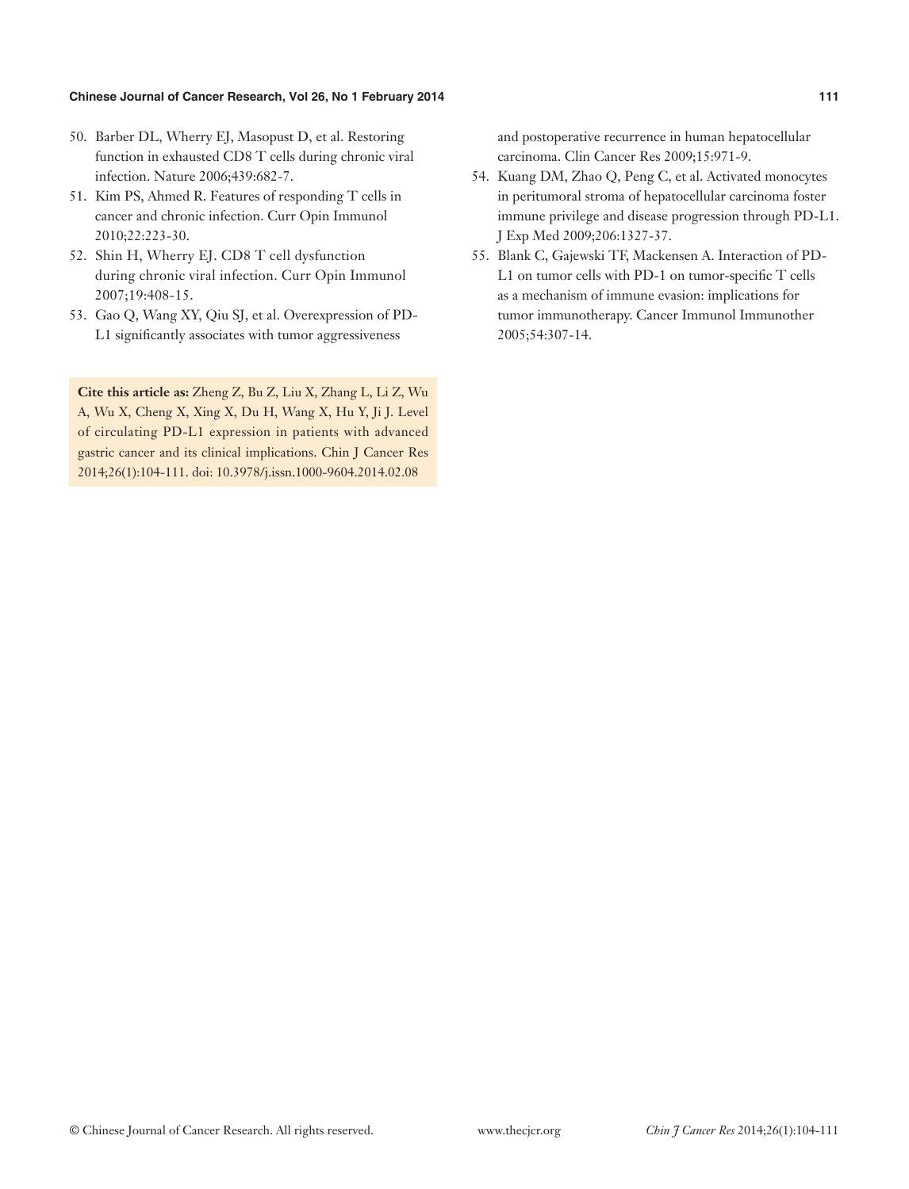50. Barber DL, Wherry EJ, Masopust D, et al. Restoring function in exhausted CD8 T cells during chronic viral infection. Nature 2006;439:682-7.
51. Kim PS, Ahmed R. Features of responding T cells in cancer and chronic infection. Curr Opin Immunol 2010;22:223-30.
52. Shin H, Wherry EJ. CD8 T cell dysfunction during chronic viral infection. Curr Opin Immunol 2007;19:408-15.
53. Gao Q, Wang XY, Qiu SJ, et al. Overexpression of PD-L1 significantly associates with tumor aggressiveness and postoperative recurrence in human hepatocellular carcinoma. Clin Cancer Res 2009;15:971-9.
54. Kuang DM, Zhao Q, Peng C, et al. Activated monocytes in peritumoral stroma of hepatocellular carcinoma foster immune privilege and disease progression through PD-L1. J Exp Med 2009;206:1327-37.
55. Blank C, Gajewski TF, Mackensen A. Interaction of PD-L1 on tumor cells with PD-1 on tumor-specific T cells as a mechanism of immune evasion: implications for tumor immunotherapy. Cancer Immunol Immunother 2005;54:307-14.

**Cite this article as:** Zheng Z, Bu Z, Liu X, Zhang L, Li Z, Wu A, Wu X, Cheng X, Xing X, Du H, Wang X, Hu Y, Ji J. Level of circulating PD-L1 expression in patients with advanced gastric cancer and its clinical implications. Chin J Cancer Res 2014;26(1):104-111. doi: 10.3978/j.issn.1000-9604.2014.02.08